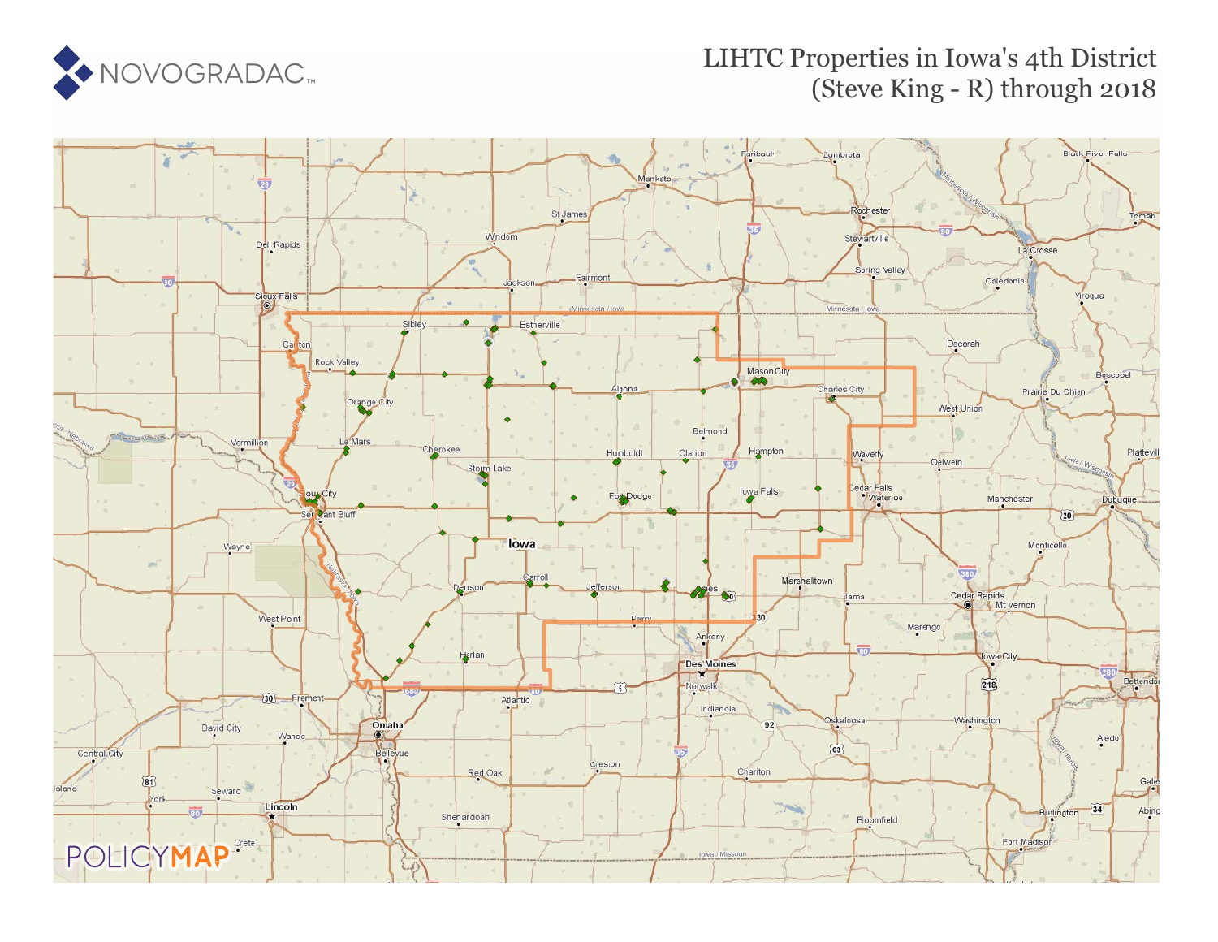# LIHTC Properties in Iowa's 4th District (Steve King - R) through 2018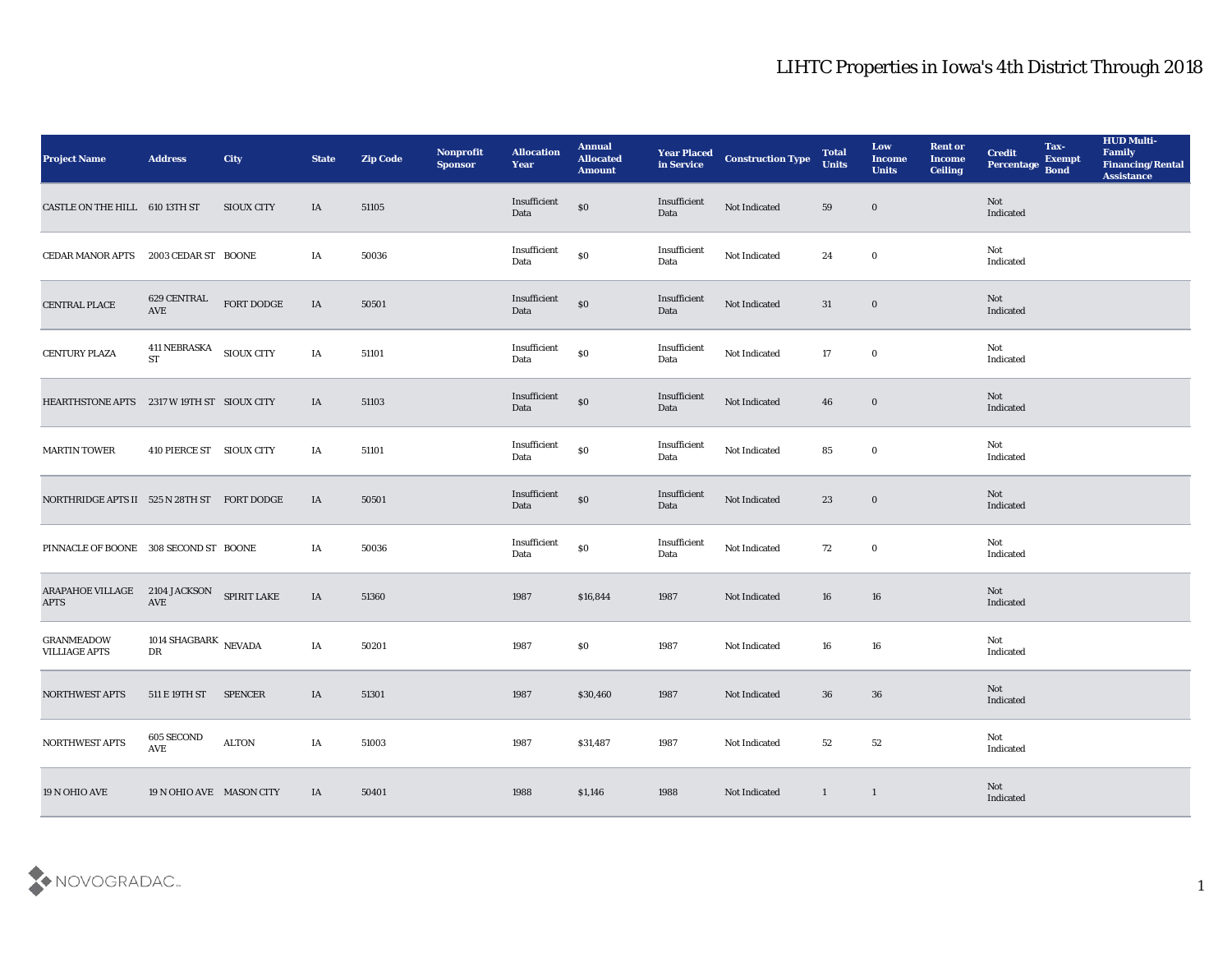# LIHTC Properties in Iowa's 4th District Through 2018

| Project Name | Address | City | State | Zip Code | Nonprofit Sponsor | Allocation Year | Annual Allocated Amount | Year Placed in Service | Construction Type | Total Units | Low Income Units | Rent or Income Ceiling | Credit Percentage | Tax-Exempt Bond | HUD Multi-Family Financing/Rental Assistance |
|---|---|---|---|---|---|---|---|---|---|---|---|---|---|---|---|
| CASTLE ON THE HILL | 610 13TH ST | SIOUX CITY | IA | 51105 | | Insufficient Data | $0 | Insufficient Data | Not Indicated | 59 | 0 | | Not Indicated | | |
| CEDAR MANOR APTS | 2003 CEDAR ST | BOONE | IA | 50036 | | Insufficient Data | $0 | Insufficient Data | Not Indicated | 24 | 0 | | Not Indicated | | |
| CENTRAL PLACE | 629 CENTRAL AVE | FORT DODGE | IA | 50501 | | Insufficient Data | $0 | Insufficient Data | Not Indicated | 31 | 0 | | Not Indicated | | |
| CENTURY PLAZA | 411 NEBRASKA ST | SIOUX CITY | IA | 51101 | | Insufficient Data | $0 | Insufficient Data | Not Indicated | 17 | 0 | | Not Indicated | | |
| HEARTHSTONE APTS | 2317 W 19TH ST | SIOUX CITY | IA | 51103 | | Insufficient Data | $0 | Insufficient Data | Not Indicated | 46 | 0 | | Not Indicated | | |
| MARTIN TOWER | 410 PIERCE ST | SIOUX CITY | IA | 51101 | | Insufficient Data | $0 | Insufficient Data | Not Indicated | 85 | 0 | | Not Indicated | | |
| NORTHRIDGE APTS II | 525 N 28TH ST | FORT DODGE | IA | 50501 | | Insufficient Data | $0 | Insufficient Data | Not Indicated | 23 | 0 | | Not Indicated | | |
| PINNACLE OF BOONE | 308 SECOND ST | BOONE | IA | 50036 | | Insufficient Data | $0 | Insufficient Data | Not Indicated | 72 | 0 | | Not Indicated | | |
| ARAPAHOE VILLAGE APTS | 2104 JACKSON AVE | SPIRIT LAKE | IA | 51360 | | 1987 | $16,844 | 1987 | Not Indicated | 16 | 16 | | Not Indicated | | |
| GRANMEADOW VILLIAGE APTS | 1014 SHAGBARK DR | NEVADA | IA | 50201 | | 1987 | $0 | 1987 | Not Indicated | 16 | 16 | | Not Indicated | | |
| NORTHWEST APTS | 511 E 19TH ST | SPENCER | IA | 51301 | | 1987 | $30,460 | 1987 | Not Indicated | 36 | 36 | | Not Indicated | | |
| NORTHWEST APTS | 605 SECOND AVE | ALTON | IA | 51003 | | 1987 | $31,487 | 1987 | Not Indicated | 52 | 52 | | Not Indicated | | |
| 19 N OHIO AVE | 19 N OHIO AVE | MASON CITY | IA | 50401 | | 1988 | $1,146 | 1988 | Not Indicated | 1 | 1 | | Not Indicated | | |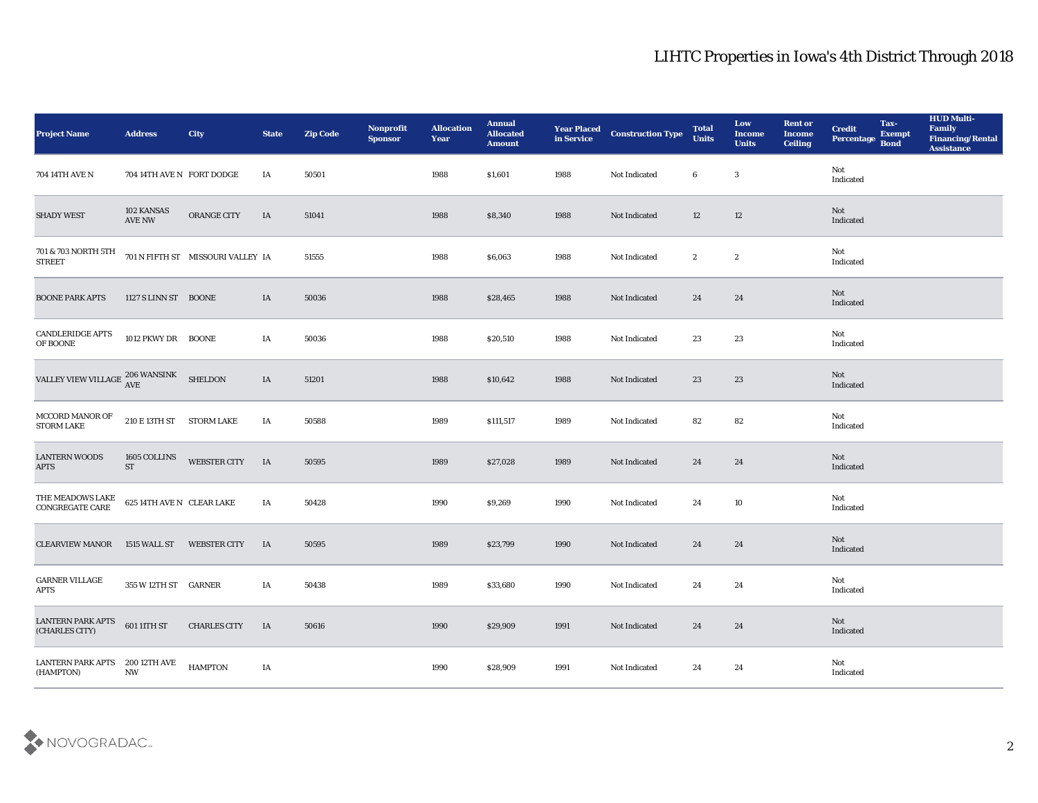# LIHTC Properties in Iowa's 4th District Through 2018

| Project Name | Address | City | State | Zip Code | Nonprofit Sponsor | Allocation Year | Annual Allocated Amount | Year Placed in Service | Construction Type | Total Units | Low Income Units | Rent or Income Ceiling | Credit Percentage | Tax-Exempt Bond | HUD Multi-Family Financing/Rental Assistance |
|---|---|---|---|---|---|---|---|---|---|---|---|---|---|---|---|
| 704 14TH AVE N | 704 14TH AVE N | FORT DODGE | IA | 50501 | | 1988 | $1,601 | 1988 | Not Indicated | 6 | 3 | | Not Indicated | | |
| SHADY WEST | 102 KANSAS AVE NW | ORANGE CITY | IA | 51041 | | 1988 | $8,340 | 1988 | Not Indicated | 12 | 12 | | Not Indicated | | |
| 701 & 703 NORTH 5TH STREET | 701 N FIFTH ST | MISSOURI VALLEY | IA | 51555 | | 1988 | $6,063 | 1988 | Not Indicated | 2 | 2 | | Not Indicated | | |
| BOONE PARK APTS | 1127 S LINN ST | BOONE | IA | 50036 | | 1988 | $28,465 | 1988 | Not Indicated | 24 | 24 | | Not Indicated | | |
| CANDLERIDGE APTS OF BOONE | 1012 PKWY DR | BOONE | IA | 50036 | | 1988 | $20,510 | 1988 | Not Indicated | 23 | 23 | | Not Indicated | | |
| VALLEY VIEW VILLAGE | 206 WANSINK AVE | SHELDON | IA | 51201 | | 1988 | $10,642 | 1988 | Not Indicated | 23 | 23 | | Not Indicated | | |
| MCCORD MANOR OF STORM LAKE | 210 E 13TH ST | STORM LAKE | IA | 50588 | | 1989 | $111,517 | 1989 | Not Indicated | 82 | 82 | | Not Indicated | | |
| LANTERN WOODS APTS | 1605 COLLINS ST | WEBSTER CITY | IA | 50595 | | 1989 | $27,028 | 1989 | Not Indicated | 24 | 24 | | Not Indicated | | |
| THE MEADOWS LAKE CONGREGATE CARE | 625 14TH AVE N | CLEAR LAKE | IA | 50428 | | 1990 | $9,269 | 1990 | Not Indicated | 24 | 10 | | Not Indicated | | |
| CLEARVIEW MANOR | 1515 WALL ST | WEBSTER CITY | IA | 50595 | | 1989 | $23,799 | 1990 | Not Indicated | 24 | 24 | | Not Indicated | | |
| GARNER VILLAGE APTS | 355 W 12TH ST | GARNER | IA | 50438 | | 1989 | $33,680 | 1990 | Not Indicated | 24 | 24 | | Not Indicated | | |
| LANTERN PARK APTS (CHARLES CITY) | 601 11TH ST | CHARLES CITY | IA | 50616 | | 1990 | $29,909 | 1991 | Not Indicated | 24 | 24 | | Not Indicated | | |
| LANTERN PARK APTS (HAMPTON) | 200 12TH AVE NW | HAMPTON | IA | | | 1990 | $28,909 | 1991 | Not Indicated | 24 | 24 | | Not Indicated | | |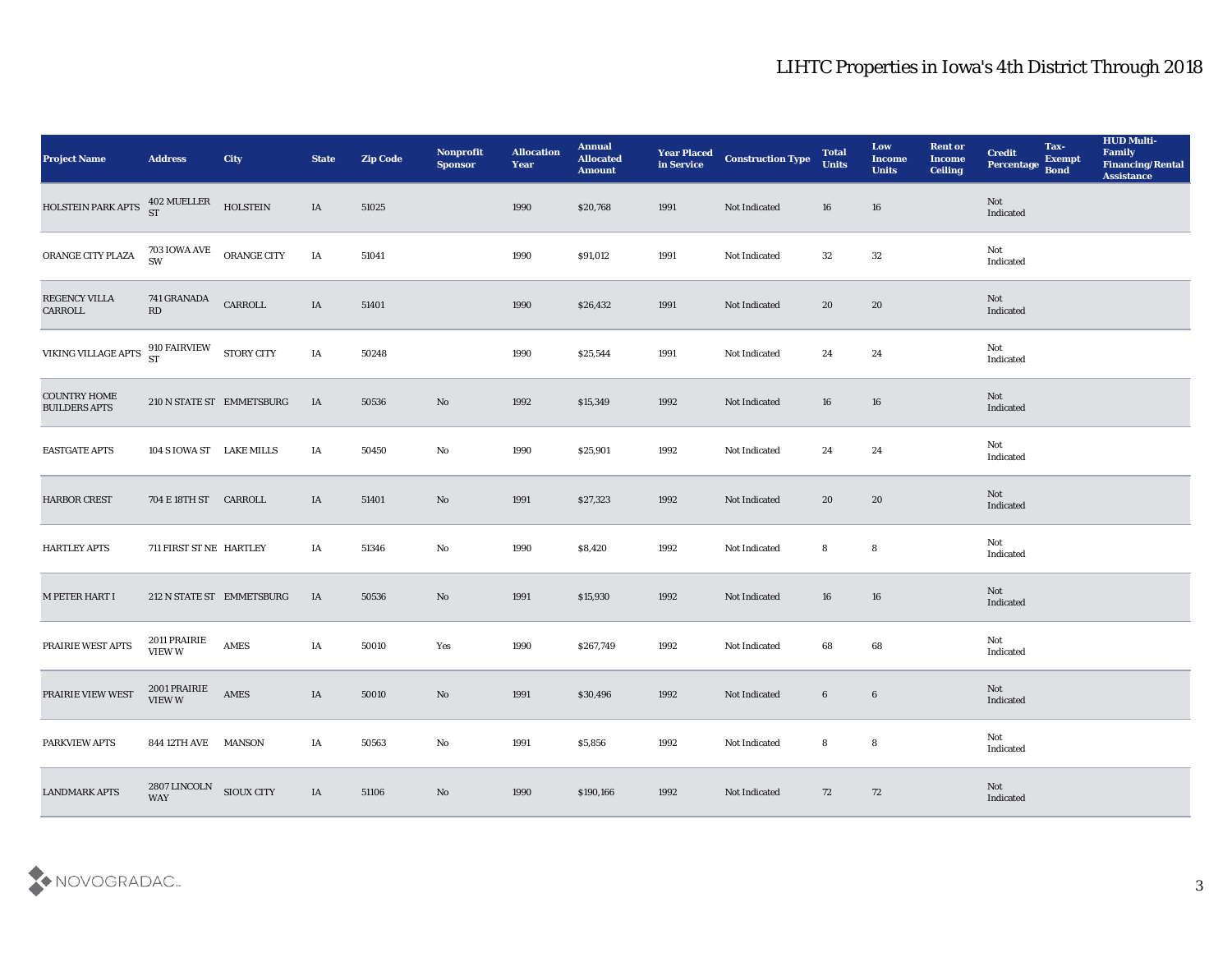# LIHTC Properties in Iowa's 4th District Through 2018

| Project Name | Address | City | State | Zip Code | Nonprofit Sponsor | Allocation Year | Annual Allocated Amount | Year Placed in Service | Construction Type | Total Units | Low Income Units | Rent or Income Ceiling | Credit Percentage | Tax-Exempt Bond | HUD Multi-Family Financing/Rental Assistance |
|---|---|---|---|---|---|---|---|---|---|---|---|---|---|---|---|
| HOLSTEIN PARK APTS | 402 MUELLER ST | HOLSTEIN | IA | 51025 | | 1990 | $20,768 | 1991 | Not Indicated | 16 | 16 | | Not Indicated | | |
| ORANGE CITY PLAZA | 703 IOWA AVE SW | ORANGE CITY | IA | 51041 | | 1990 | $91,012 | 1991 | Not Indicated | 32 | 32 | | Not Indicated | | |
| REGENCY VILLA CARROLL | 741 GRANADA RD | CARROLL | IA | 51401 | | 1990 | $26,432 | 1991 | Not Indicated | 20 | 20 | | Not Indicated | | |
| VIKING VILLAGE APTS | 910 FAIRVIEW ST | STORY CITY | IA | 50248 | | 1990 | $25,544 | 1991 | Not Indicated | 24 | 24 | | Not Indicated | | |
| COUNTRY HOME BUILDERS APTS | 210 N STATE ST | EMMETSBURG | IA | 50536 | No | 1992 | $15,349 | 1992 | Not Indicated | 16 | 16 | | Not Indicated | | |
| EASTGATE APTS | 104 S IOWA ST | LAKE MILLS | IA | 50450 | No | 1990 | $25,901 | 1992 | Not Indicated | 24 | 24 | | Not Indicated | | |
| HARBOR CREST | 704 E 18TH ST | CARROLL | IA | 51401 | No | 1991 | $27,323 | 1992 | Not Indicated | 20 | 20 | | Not Indicated | | |
| HARTLEY APTS | 711 FIRST ST NE | HARTLEY | IA | 51346 | No | 1990 | $8,420 | 1992 | Not Indicated | 8 | 8 | | Not Indicated | | |
| M PETER HART I | 212 N STATE ST | EMMETSBURG | IA | 50536 | No | 1991 | $15,930 | 1992 | Not Indicated | 16 | 16 | | Not Indicated | | |
| PRAIRIE WEST APTS | 2011 PRAIRIE VIEW W | AMES | IA | 50010 | Yes | 1990 | $267,749 | 1992 | Not Indicated | 68 | 68 | | Not Indicated | | |
| PRAIRIE VIEW WEST | 2001 PRAIRIE VIEW W | AMES | IA | 50010 | No | 1991 | $30,496 | 1992 | Not Indicated | 6 | 6 | | Not Indicated | | |
| PARKVIEW APTS | 844 12TH AVE | MANSON | IA | 50563 | No | 1991 | $5,856 | 1992 | Not Indicated | 8 | 8 | | Not Indicated | | |
| LANDMARK APTS | 2807 LINCOLN WAY | SIOUX CITY | IA | 51106 | No | 1990 | $190,166 | 1992 | Not Indicated | 72 | 72 | | Not Indicated | | |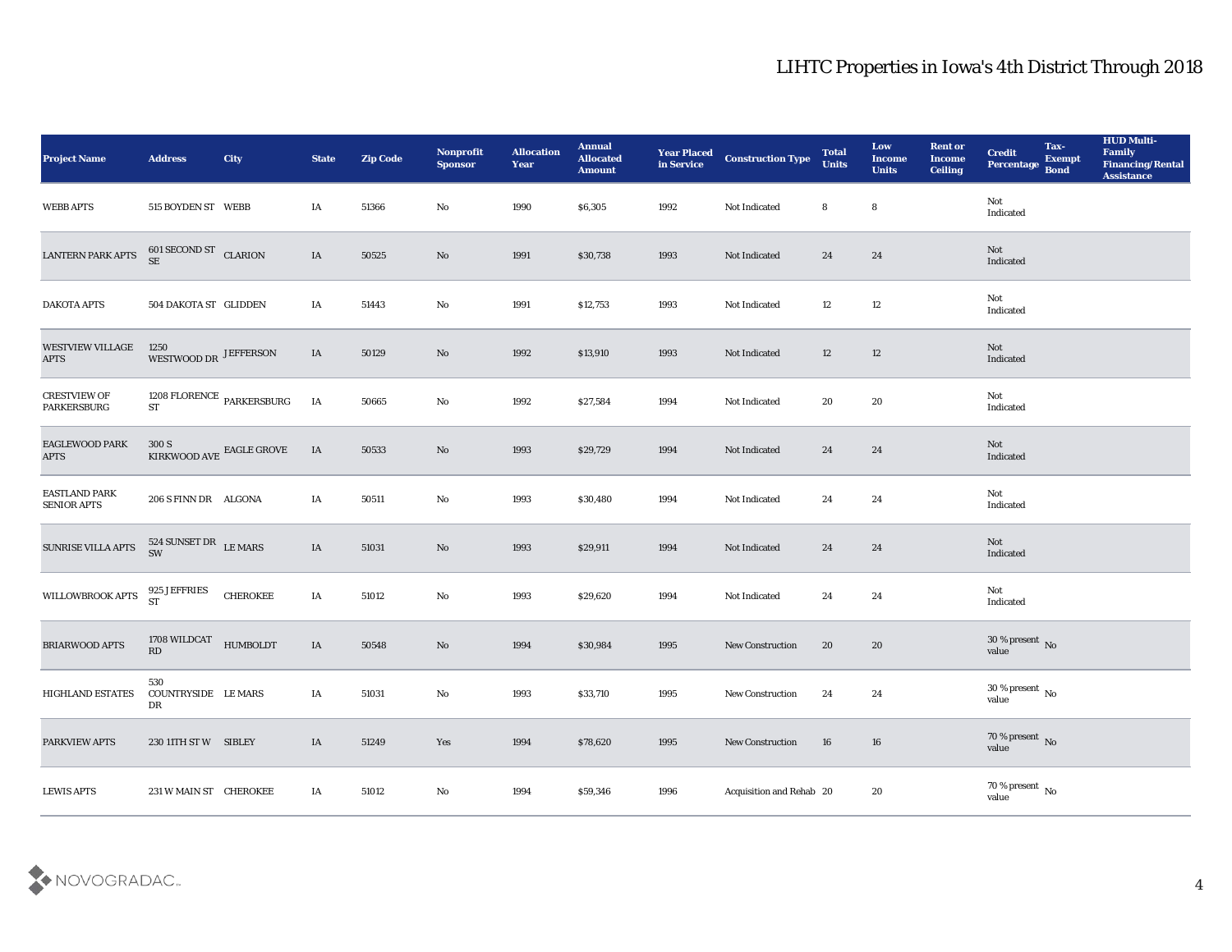# LIHTC Properties in Iowa's 4th District Through 2018

| Project Name | Address | City | State | Zip Code | Nonprofit Sponsor | Allocation Year | Annual Allocated Amount | Year Placed in Service | Construction Type | Total Units | Low Income Units | Rent or Income Ceiling | Credit Percentage | Tax-Exempt Bond | HUD Multi-Family Financing/Rental Assistance |
|---|---|---|---|---|---|---|---|---|---|---|---|---|---|---|---|
| WEBB APTS | 515 BOYDEN ST | WEBB | IA | 51366 | No | 1990 | $6,305 | 1992 | Not Indicated | 8 | 8 | | Not Indicated | | |
| LANTERN PARK APTS | 601 SECOND ST SE | CLARION | IA | 50525 | No | 1991 | $30,738 | 1993 | Not Indicated | 24 | 24 | | Not Indicated | | |
| DAKOTA APTS | 504 DAKOTA ST | GLIDDEN | IA | 51443 | No | 1991 | $12,753 | 1993 | Not Indicated | 12 | 12 | | Not Indicated | | |
| WESTVIEW VILLAGE APTS | 1250 WESTWOOD DR | JEFFERSON | IA | 50129 | No | 1992 | $13,910 | 1993 | Not Indicated | 12 | 12 | | Not Indicated | | |
| CRESTVIEW OF PARKERSBURG | 1208 FLORENCE ST | PARKERSBURG | IA | 50665 | No | 1992 | $27,584 | 1994 | Not Indicated | 20 | 20 | | Not Indicated | | |
| EAGLEWOOD PARK APTS | 300 S KIRKWOOD AVE | EAGLE GROVE | IA | 50533 | No | 1993 | $29,729 | 1994 | Not Indicated | 24 | 24 | | Not Indicated | | |
| EASTLAND PARK SENIOR APTS | 206 S FINN DR | ALGONA | IA | 50511 | No | 1993 | $30,480 | 1994 | Not Indicated | 24 | 24 | | Not Indicated | | |
| SUNRISE VILLA APTS | 524 SUNSET DR SW | LE MARS | IA | 51031 | No | 1993 | $29,911 | 1994 | Not Indicated | 24 | 24 | | Not Indicated | | |
| WILLOWBROOK APTS | 925 JEFFRIES ST | CHEROKEE | IA | 51012 | No | 1993 | $29,620 | 1994 | Not Indicated | 24 | 24 | | Not Indicated | | |
| BRIARWOOD APTS | 1708 WILDCAT RD | HUMBOLDT | IA | 50548 | No | 1994 | $30,984 | 1995 | New Construction | 20 | 20 | | 30 % present value | No | |
| HIGHLAND ESTATES | 530 COUNTRYSIDE DR | LE MARS | IA | 51031 | No | 1993 | $33,710 | 1995 | New Construction | 24 | 24 | | 30 % present value | No | |
| PARKVIEW APTS | 230 11TH ST W | SIBLEY | IA | 51249 | Yes | 1994 | $78,620 | 1995 | New Construction | 16 | 16 | | 70 % present value | No | |
| LEWIS APTS | 231 W MAIN ST | CHEROKEE | IA | 51012 | No | 1994 | $59,346 | 1996 | Acquisition and Rehab | 20 | 20 | | 70 % present value | No | |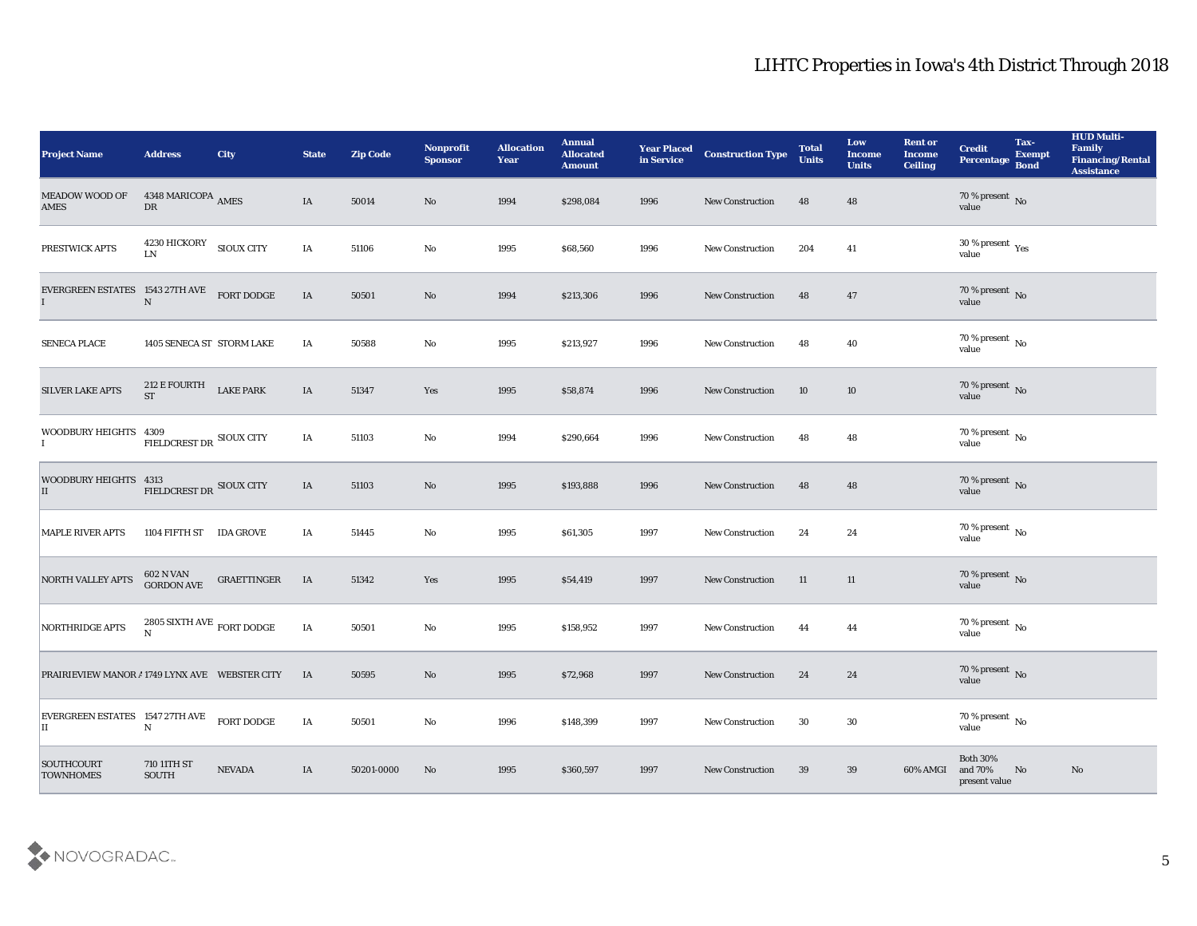# LIHTC Properties in Iowa's 4th District Through 2018

| Project Name | Address | City | State | Zip Code | Nonprofit Sponsor | Allocation Year | Annual Allocated Amount | Year Placed in Service | Construction Type | Total Units | Low Income Units | Rent or Income Ceiling | Credit Percentage | Tax-Exempt Bond | HUD Multi-Family Financing/Rental Assistance |
|---|---|---|---|---|---|---|---|---|---|---|---|---|---|---|---|
| MEADOW WOOD OF AMES | 4348 MARICOPA DR | AMES | IA | 50014 | No | 1994 | $298,084 | 1996 | New Construction | 48 | 48 | | 70 % present value | No | |
| PRESTWICK APTS | 4230 HICKORY LN | SIOUX CITY | IA | 51106 | No | 1995 | $68,560 | 1996 | New Construction | 204 | 41 | | 30 % present value | Yes | |
| EVERGREEN ESTATES I | 1543 27TH AVE N | FORT DODGE | IA | 50501 | No | 1994 | $213,306 | 1996 | New Construction | 48 | 47 | | 70 % present value | No | |
| SENECA PLACE | 1405 SENECA ST | STORM LAKE | IA | 50588 | No | 1995 | $213,927 | 1996 | New Construction | 48 | 40 | | 70 % present value | No | |
| SILVER LAKE APTS | 212 E FOURTH ST | LAKE PARK | IA | 51347 | Yes | 1995 | $58,874 | 1996 | New Construction | 10 | 10 | | 70 % present value | No | |
| WOODBURY HEIGHTS I | 4309 FIELDCREST DR | SIOUX CITY | IA | 51103 | No | 1994 | $290,664 | 1996 | New Construction | 48 | 48 | | 70 % present value | No | |
| WOODBURY HEIGHTS II | 4313 FIELDCREST DR | SIOUX CITY | IA | 51103 | No | 1995 | $193,888 | 1996 | New Construction | 48 | 48 | | 70 % present value | No | |
| MAPLE RIVER APTS | 1104 FIFTH ST | IDA GROVE | IA | 51445 | No | 1995 | $61,305 | 1997 | New Construction | 24 | 24 | | 70 % present value | No | |
| NORTH VALLEY APTS | 602 N VAN GORDON AVE | GRAETTINGER | IA | 51342 | Yes | 1995 | $54,419 | 1997 | New Construction | 11 | 11 | | 70 % present value | No | |
| NORTHRIDGE APTS | 2805 SIXTH AVE N | FORT DODGE | IA | 50501 | No | 1995 | $158,952 | 1997 | New Construction | 44 | 44 | | 70 % present value | No | |
| PRAIRIEVIEW MANOR A | 1749 LYNX AVE | WEBSTER CITY | IA | 50595 | No | 1995 | $72,968 | 1997 | New Construction | 24 | 24 | | 70 % present value | No | |
| EVERGREEN ESTATES II | 1547 27TH AVE N | FORT DODGE | IA | 50501 | No | 1996 | $148,399 | 1997 | New Construction | 30 | 30 | | 70 % present value | No | |
| SOUTHCOURT TOWNHOMES | 710 11TH ST SOUTH | NEVADA | IA | 50201-0000 | No | 1995 | $360,597 | 1997 | New Construction | 39 | 39 | 60% AMGI | Both 30% and 70% present value | No | No |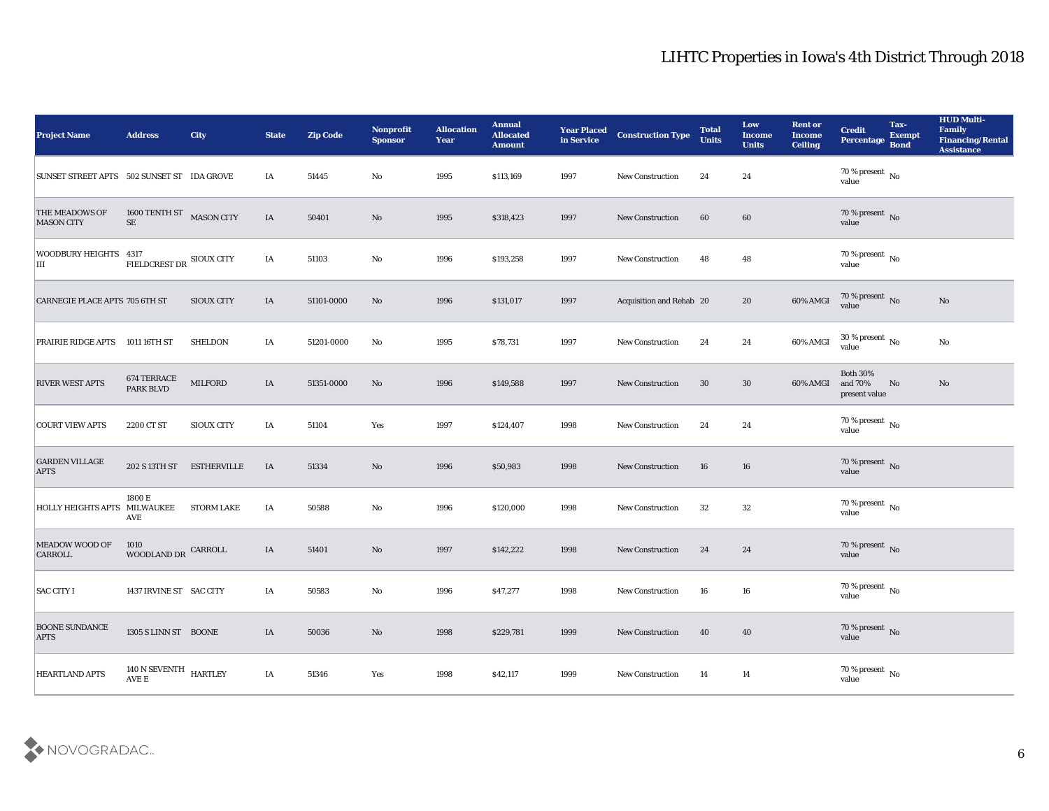# LIHTC Properties in Iowa's 4th District Through 2018

| Project Name | Address | City | State | Zip Code | Nonprofit Sponsor | Allocation Year | Annual Allocated Amount | Year Placed in Service | Construction Type | Total Units | Low Income Units | Rent or Income Ceiling | Credit Percentage | Tax-Exempt Bond | HUD Multi-Family Financing/Rental Assistance |
|---|---|---|---|---|---|---|---|---|---|---|---|---|---|---|---|
| SUNSET STREET APTS | 502 SUNSET ST | IDA GROVE | IA | 51445 | No | 1995 | $113,169 | 1997 | New Construction | 24 | 24 | | 70 % present value | No | |
| THE MEADOWS OF MASON CITY | 1600 TENTH ST SE | MASON CITY | IA | 50401 | No | 1995 | $318,423 | 1997 | New Construction | 60 | 60 | | 70 % present value | No | |
| WOODBURY HEIGHTS III | 4317 FIELDCREST DR | SIOUX CITY | IA | 51103 | No | 1996 | $193,258 | 1997 | New Construction | 48 | 48 | | 70 % present value | No | |
| CARNEGIE PLACE APTS | 705 6TH ST | SIOUX CITY | IA | 51101-0000 | No | 1996 | $131,017 | 1997 | Acquisition and Rehab | 20 | 20 | 60% AMGI | 70 % present value | No | No |
| PRAIRIE RIDGE APTS | 1011 16TH ST | SHELDON | IA | 51201-0000 | No | 1995 | $78,731 | 1997 | New Construction | 24 | 24 | 60% AMGI | 30 % present value | No | No |
| RIVER WEST APTS | 674 TERRACE PARK BLVD | MILFORD | IA | 51351-0000 | No | 1996 | $149,588 | 1997 | New Construction | 30 | 30 | 60% AMGI | Both 30% and 70% present value | No | No |
| COURT VIEW APTS | 2200 CT ST | SIOUX CITY | IA | 51104 | Yes | 1997 | $124,407 | 1998 | New Construction | 24 | 24 | | 70 % present value | No | |
| GARDEN VILLAGE APTS | 202 S 13TH ST | ESTHERVILLE | IA | 51334 | No | 1996 | $50,983 | 1998 | New Construction | 16 | 16 | | 70 % present value | No | |
| HOLLY HEIGHTS APTS | 1800 E MILWAUKEE AVE | STORM LAKE | IA | 50588 | No | 1996 | $120,000 | 1998 | New Construction | 32 | 32 | | 70 % present value | No | |
| MEADOW WOOD OF CARROLL | 1010 WOODLAND DR | CARROLL | IA | 51401 | No | 1997 | $142,222 | 1998 | New Construction | 24 | 24 | | 70 % present value | No | |
| SAC CITY I | 1437 IRVINE ST | SAC CITY | IA | 50583 | No | 1996 | $47,277 | 1998 | New Construction | 16 | 16 | | 70 % present value | No | |
| BOONE SUNDANCE APTS | 1305 S LINN ST | BOONE | IA | 50036 | No | 1998 | $229,781 | 1999 | New Construction | 40 | 40 | | 70 % present value | No | |
| HEARTLAND APTS | 140 N SEVENTH AVE E | HARTLEY | IA | 51346 | Yes | 1998 | $42,117 | 1999 | New Construction | 14 | 14 | | 70 % present value | No | |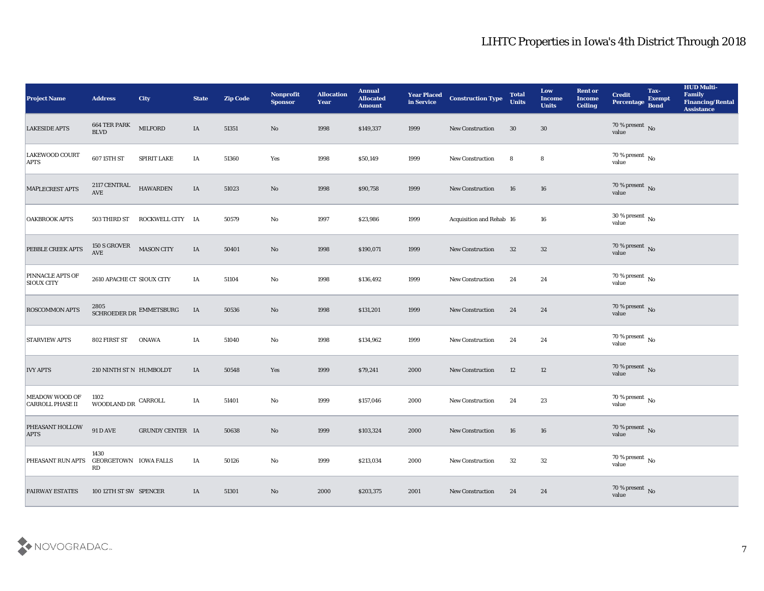## LIHTC Properties in Iowa's 4th District Through 2018

| Project Name | Address | City | State | Zip Code | Nonprofit Sponsor | Allocation Year | Annual Allocated Amount | Year Placed in Service | Construction Type | Total Units | Low Income Units | Rent or Income Ceiling | Credit Percentage | Tax-Exempt Bond | HUD Multi-Family Financing/Rental Assistance |
|---|---|---|---|---|---|---|---|---|---|---|---|---|---|---|---|
| LAKESIDE APTS | 664 TER PARK BLVD | MILFORD | IA | 51351 | No | 1998 | $149,337 | 1999 | New Construction | 30 | 30 | | 70 % present value | No | |
| LAKEWOOD COURT APTS | 607 15TH ST | SPIRIT LAKE | IA | 51360 | Yes | 1998 | $50,149 | 1999 | New Construction | 8 | 8 | | 70 % present value | No | |
| MAPLECREST APTS | 2117 CENTRAL AVE | HAWARDEN | IA | 51023 | No | 1998 | $90,758 | 1999 | New Construction | 16 | 16 | | 70 % present value | No | |
| OAKBROOK APTS | 503 THIRD ST | ROCKWELL CITY | IA | 50579 | No | 1997 | $23,986 | 1999 | Acquisition and Rehab | 16 | 16 | | 30 % present value | No | |
| PEBBLE CREEK APTS | 150 S GROVER AVE | MASON CITY | IA | 50401 | No | 1998 | $190,071 | 1999 | New Construction | 32 | 32 | | 70 % present value | No | |
| PINNACLE APTS OF SIOUX CITY | 2610 APACHE CT | SIOUX CITY | IA | 51104 | No | 1998 | $136,492 | 1999 | New Construction | 24 | 24 | | 70 % present value | No | |
| ROSCOMMON APTS | 2805 SCHROEDER DR | EMMETSBURG | IA | 50536 | No | 1998 | $131,201 | 1999 | New Construction | 24 | 24 | | 70 % present value | No | |
| STARVIEW APTS | 802 FIRST ST | ONAWA | IA | 51040 | No | 1998 | $134,962 | 1999 | New Construction | 24 | 24 | | 70 % present value | No | |
| IVY APTS | 210 NINTH ST N | HUMBOLDT | IA | 50548 | Yes | 1999 | $79,241 | 2000 | New Construction | 12 | 12 | | 70 % present value | No | |
| MEADOW WOOD OF CARROLL PHASE II | 1102 WOODLAND DR | CARROLL | IA | 51401 | No | 1999 | $157,046 | 2000 | New Construction | 24 | 23 | | 70 % present value | No | |
| PHEASANT HOLLOW APTS | 91 D AVE | GRUNDY CENTER | IA | 50638 | No | 1999 | $103,324 | 2000 | New Construction | 16 | 16 | | 70 % present value | No | |
| PHEASANT RUN APTS | 1430 GEORGETOWN RD | IOWA FALLS | IA | 50126 | No | 1999 | $213,034 | 2000 | New Construction | 32 | 32 | | 70 % present value | No | |
| FAIRWAY ESTATES | 100 12TH ST SW | SPENCER | IA | 51301 | No | 2000 | $203,375 | 2001 | New Construction | 24 | 24 | | 70 % present value | No | |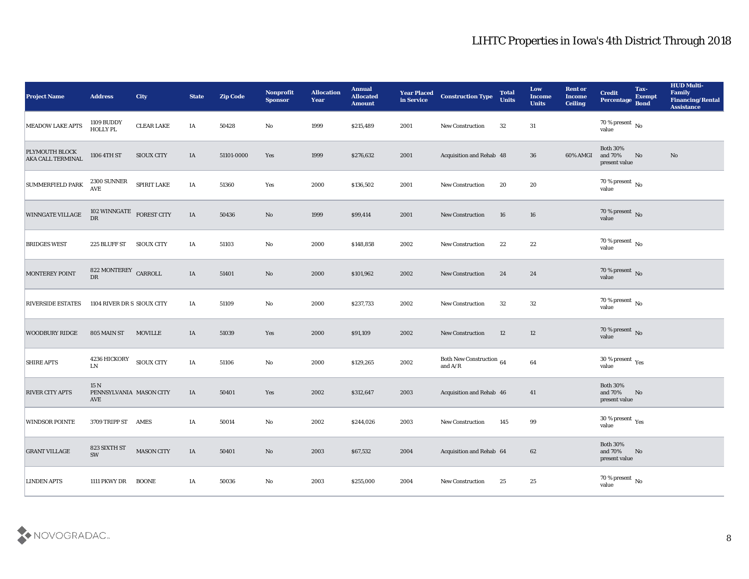# LIHTC Properties in Iowa's 4th District Through 2018

| Project Name | Address | City | State | Zip Code | Nonprofit Sponsor | Allocation Year | Annual Allocated Amount | Year Placed in Service | Construction Type | Total Units | Low Income Units | Rent or Income Ceiling | Credit Percentage | Tax-Exempt Bond | HUD Multi-Family Financing/Rental Assistance |
|---|---|---|---|---|---|---|---|---|---|---|---|---|---|---|---|
| MEADOW LAKE APTS | 1109 BUDDY HOLLY PL | CLEAR LAKE | IA | 50428 | No | 1999 | $215,489 | 2001 | New Construction | 32 | 31 | | 70 % present value | No | |
| PLYMOUTH BLOCK AKA CALL TERMINAL | 1106 4TH ST | SIOUX CITY | IA | 51101-0000 | Yes | 1999 | $276,632 | 2001 | Acquisition and Rehab | 48 | 36 | 60% AMGI | Both 30% and 70% present value | No | No |
| SUMMERFIELD PARK | 2300 SUNNER AVE | SPIRIT LAKE | IA | 51360 | Yes | 2000 | $136,502 | 2001 | New Construction | 20 | 20 | | 70 % present value | No | |
| WINNGATE VILLAGE | 102 WINNGATE DR | FOREST CITY | IA | 50436 | No | 1999 | $99,414 | 2001 | New Construction | 16 | 16 | | 70 % present value | No | |
| BRIDGES WEST | 225 BLUFF ST | SIOUX CITY | IA | 51103 | No | 2000 | $148,858 | 2002 | New Construction | 22 | 22 | | 70 % present value | No | |
| MONTEREY POINT | 822 MONTEREY DR | CARROLL | IA | 51401 | No | 2000 | $101,962 | 2002 | New Construction | 24 | 24 | | 70 % present value | No | |
| RIVERSIDE ESTATES | 1104 RIVER DR S | SIOUX CITY | IA | 51109 | No | 2000 | $237,733 | 2002 | New Construction | 32 | 32 | | 70 % present value | No | |
| WOODBURY RIDGE | 805 MAIN ST | MOVILLE | IA | 51039 | Yes | 2000 | $91,109 | 2002 | New Construction | 12 | 12 | | 70 % present value | No | |
| SHIRE APTS | 4236 HICKORY LN | SIOUX CITY | IA | 51106 | No | 2000 | $129,265 | 2002 | Both New Construction and A/R | 64 | 64 | | 30 % present value | Yes | |
| RIVER CITY APTS | 15 N PENNSYLVANIA AVE | MASON CITY | IA | 50401 | Yes | 2002 | $312,647 | 2003 | Acquisition and Rehab | 46 | 41 | | Both 30% and 70% present value | No | |
| WINDSOR POINTE | 3709 TRIPP ST | AMES | IA | 50014 | No | 2002 | $244,026 | 2003 | New Construction | 145 | 99 | | 30 % present value | Yes | |
| GRANT VILLAGE | 823 SIXTH ST SW | MASON CITY | IA | 50401 | No | 2003 | $67,532 | 2004 | Acquisition and Rehab | 64 | 62 | | Both 30% and 70% present value | No | |
| LINDEN APTS | 1111 PKWY DR | BOONE | IA | 50036 | No | 2003 | $255,000 | 2004 | New Construction | 25 | 25 | | 70 % present value | No | |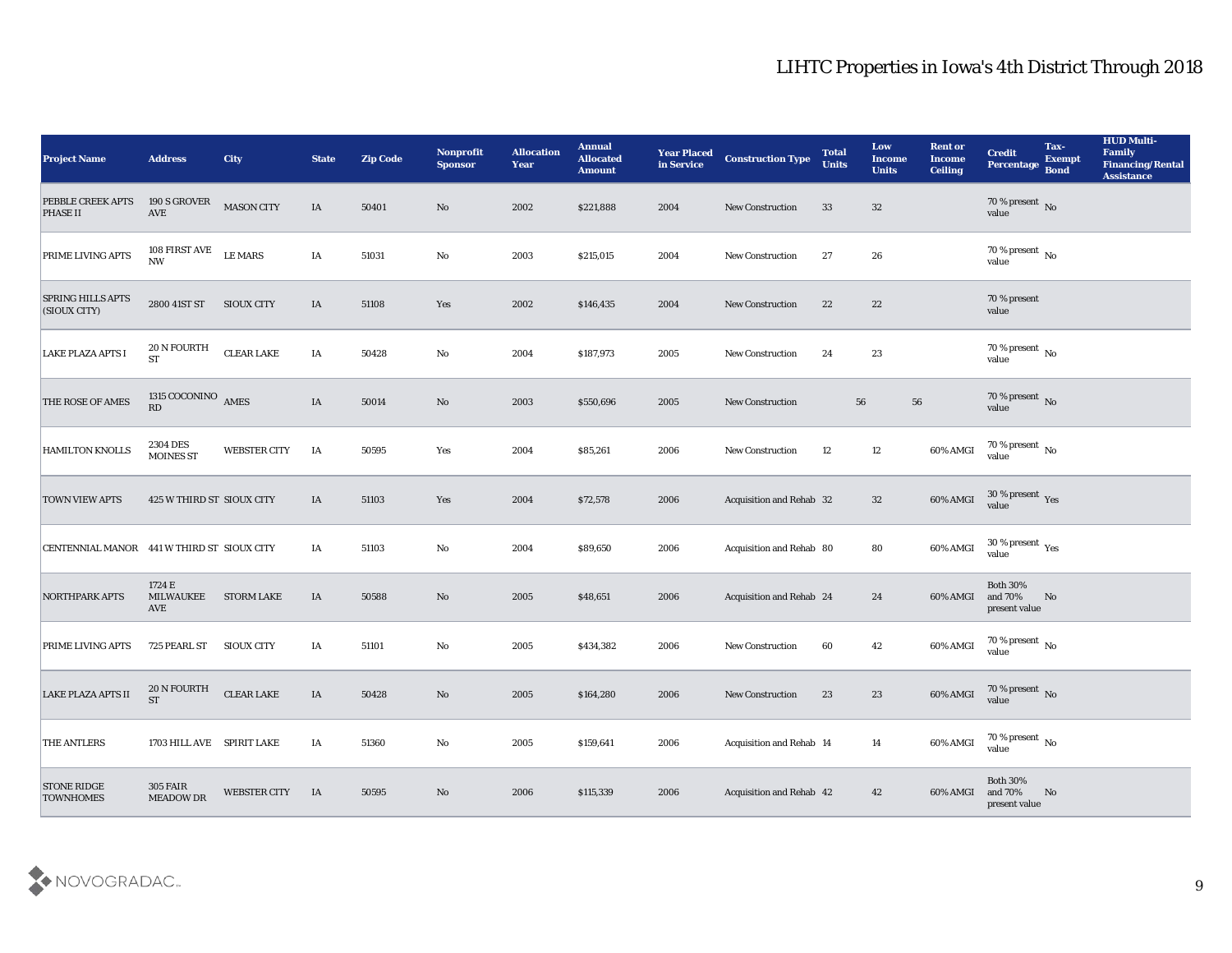| Project Name | Address | City | State | Zip Code | Nonprofit Sponsor | Allocation Year | Annual Allocated Amount | Year Placed in Service | Construction Type | Total Units | Low Income Units | Rent or Income Ceiling | Credit Percentage | Tax-Exempt Bond | HUD Multi-Family Financing/Rental Assistance |
|---|---|---|---|---|---|---|---|---|---|---|---|---|---|---|---|
| PEBBLE CREEK APTS PHASE II | 190 S GROVER AVE | MASON CITY | IA | 50401 | No | 2002 | $221,888 | 2004 | New Construction | 33 | 32 | | 70 % present value | No | |
| PRIME LIVING APTS | 108 FIRST AVE NW | LE MARS | IA | 51031 | No | 2003 | $215,015 | 2004 | New Construction | 27 | 26 | | 70 % present value | No | |
| SPRING HILLS APTS (SIOUX CITY) | 2800 41ST ST | SIOUX CITY | IA | 51108 | Yes | 2002 | $146,435 | 2004 | New Construction | 22 | 22 | | 70 % present value | | |
| LAKE PLAZA APTS I | 20 N FOURTH ST | CLEAR LAKE | IA | 50428 | No | 2004 | $187,973 | 2005 | New Construction | 24 | 23 | | 70 % present value | No | |
| THE ROSE OF AMES | 1315 COCONINO RD | AMES | IA | 50014 | No | 2003 | $550,696 | 2005 | New Construction | 56 | 56 | | 70 % present value | No | |
| HAMILTON KNOLLS | 2304 DES MOINES ST | WEBSTER CITY | IA | 50595 | Yes | 2004 | $85,261 | 2006 | New Construction | 12 | 12 | 60% AMGI | 70 % present value | No | |
| TOWN VIEW APTS | 425 W THIRD ST | SIOUX CITY | IA | 51103 | Yes | 2004 | $72,578 | 2006 | Acquisition and Rehab | 32 | 32 | 60% AMGI | 30 % present value | Yes | |
| CENTENNIAL MANOR | 441 W THIRD ST | SIOUX CITY | IA | 51103 | No | 2004 | $89,650 | 2006 | Acquisition and Rehab | 80 | 80 | 60% AMGI | 30 % present value | Yes | |
| NORTHPARK APTS | 1724 E MILWAUKEE AVE | STORM LAKE | IA | 50588 | No | 2005 | $48,651 | 2006 | Acquisition and Rehab | 24 | 24 | 60% AMGI | Both 30% and 70% present value | No | |
| PRIME LIVING APTS | 725 PEARL ST | SIOUX CITY | IA | 51101 | No | 2005 | $434,382 | 2006 | New Construction | 60 | 42 | 60% AMGI | 70 % present value | No | |
| LAKE PLAZA APTS II | 20 N FOURTH ST | CLEAR LAKE | IA | 50428 | No | 2005 | $164,280 | 2006 | New Construction | 23 | 23 | 60% AMGI | 70 % present value | No | |
| THE ANTLERS | 1703 HILL AVE | SPIRIT LAKE | IA | 51360 | No | 2005 | $159,641 | 2006 | Acquisition and Rehab | 14 | 14 | 60% AMGI | 70 % present value | No | |
| STONE RIDGE TOWNHOMES | 305 FAIR MEADOW DR | WEBSTER CITY | IA | 50595 | No | 2006 | $115,339 | 2006 | Acquisition and Rehab | 42 | 42 | 60% AMGI | Both 30% and 70% present value | No | |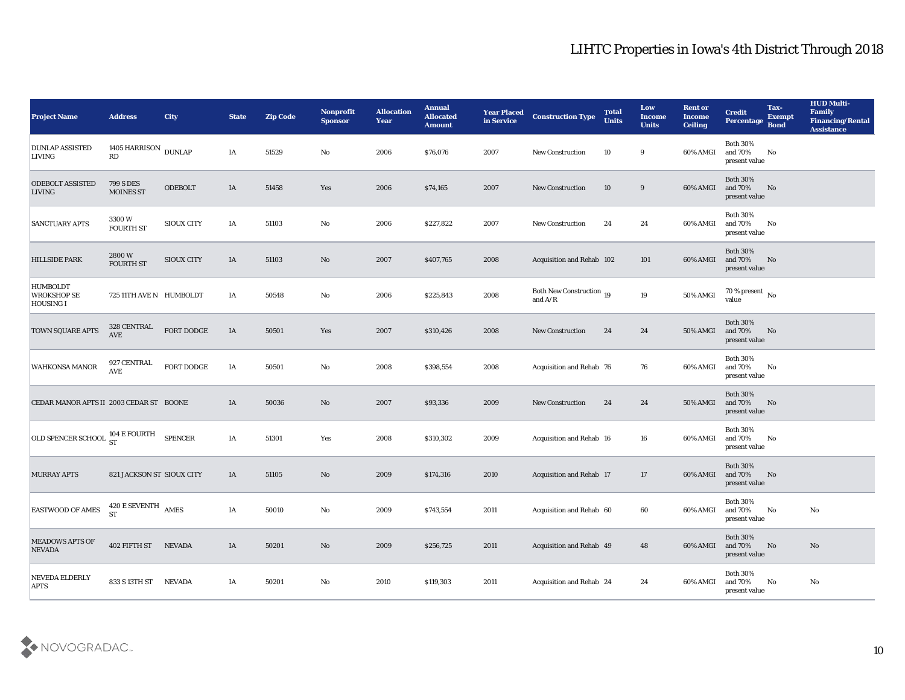# LIHTC Properties in Iowa's 4th District Through 2018

| Project Name | Address | City | State | Zip Code | Nonprofit Sponsor | Allocation Year | Annual Allocated Amount | Year Placed in Service | Construction Type | Total Units | Low Income Units | Rent or Income Ceiling | Credit Percentage | Tax-Exempt Bond | HUD Multi-Family Financing/Rental Assistance |
|---|---|---|---|---|---|---|---|---|---|---|---|---|---|---|---|
| DUNLAP ASSISTED LIVING | 1405 HARRISON RD | DUNLAP | IA | 51529 | No | 2006 | $76,076 | 2007 | New Construction | 10 | 9 | 60% AMGI | Both 30% and 70% present value | No | |
| ODEBOLT ASSISTED LIVING | 799 S DES MOINES ST | ODEBOLT | IA | 51458 | Yes | 2006 | $74,165 | 2007 | New Construction | 10 | 9 | 60% AMGI | Both 30% and 70% present value | No | |
| SANCTUARY APTS | 3300 W FOURTH ST | SIOUX CITY | IA | 51103 | No | 2006 | $227,822 | 2007 | New Construction | 24 | 24 | 60% AMGI | Both 30% and 70% present value | No | |
| HILLSIDE PARK | 2800 W FOURTH ST | SIOUX CITY | IA | 51103 | No | 2007 | $407,765 | 2008 | Acquisition and Rehab | 102 | 101 | 60% AMGI | Both 30% and 70% present value | No | |
| HUMBOLDT WROKSHOP SE HOUSING I | 725 11TH AVE N | HUMBOLDT | IA | 50548 | No | 2006 | $225,843 | 2008 | Both New Construction and A/R | 19 | 19 | 50% AMGI | 70 % present value | No | |
| TOWN SQUARE APTS | 328 CENTRAL AVE | FORT DODGE | IA | 50501 | Yes | 2007 | $310,426 | 2008 | New Construction | 24 | 24 | 50% AMGI | Both 30% and 70% present value | No | |
| WAHKONSA MANOR | 927 CENTRAL AVE | FORT DODGE | IA | 50501 | No | 2008 | $398,554 | 2008 | Acquisition and Rehab | 76 | 76 | 60% AMGI | Both 30% and 70% present value | No | |
| CEDAR MANOR APTS II | 2003 CEDAR ST | BOONE | IA | 50036 | No | 2007 | $93,336 | 2009 | New Construction | 24 | 24 | 50% AMGI | Both 30% and 70% present value | No | |
| OLD SPENCER SCHOOL | 104 E FOURTH ST | SPENCER | IA | 51301 | Yes | 2008 | $310,302 | 2009 | Acquisition and Rehab | 16 | 16 | 60% AMGI | Both 30% and 70% present value | No | |
| MURRAY APTS | 821 JACKSON ST | SIOUX CITY | IA | 51105 | No | 2009 | $174,316 | 2010 | Acquisition and Rehab | 17 | 17 | 60% AMGI | Both 30% and 70% present value | No | |
| EASTWOOD OF AMES | 420 E SEVENTH ST | AMES | IA | 50010 | No | 2009 | $743,554 | 2011 | Acquisition and Rehab | 60 | 60 | 60% AMGI | Both 30% and 70% present value | No | No |
| MEADOWS APTS OF NEVADA | 402 FIFTH ST | NEVADA | IA | 50201 | No | 2009 | $256,725 | 2011 | Acquisition and Rehab | 49 | 48 | 60% AMGI | Both 30% and 70% present value | No | No |
| NEVEDA ELDERLY APTS | 833 S 13TH ST | NEVADA | IA | 50201 | No | 2010 | $119,303 | 2011 | Acquisition and Rehab | 24 | 24 | 60% AMGI | Both 30% and 70% present value | No | No |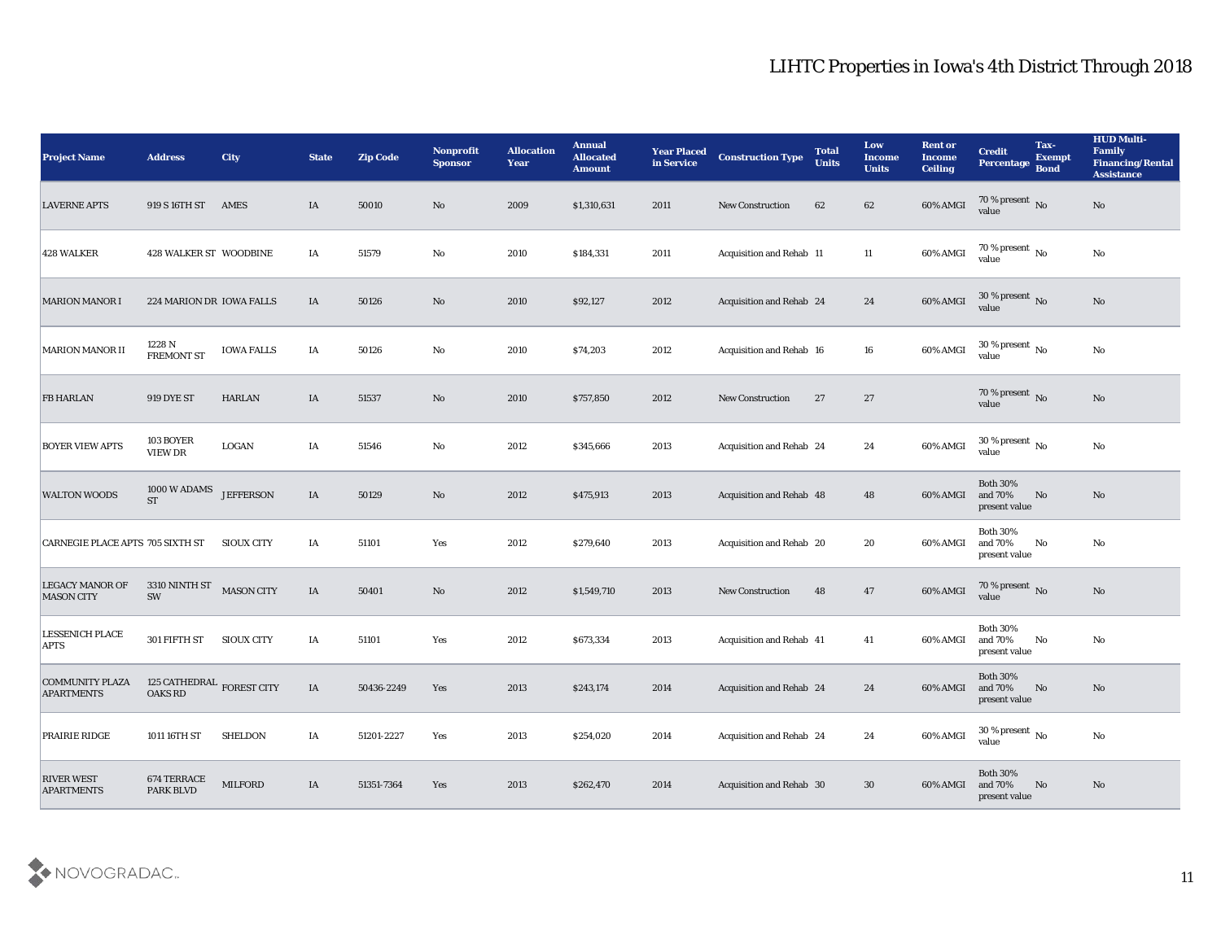# LIHTC Properties in Iowa's 4th District Through 2018

| Project Name | Address | City | State | Zip Code | Nonprofit Sponsor | Allocation Year | Annual Allocated Amount | Year Placed in Service | Construction Type | Total Units | Low Income Units | Rent or Income Ceiling | Credit Percentage | Tax-Exempt Bond | HUD Multi-Family Financing/Rental Assistance |
|---|---|---|---|---|---|---|---|---|---|---|---|---|---|---|---|
| LAVERNE APTS | 919 S 16TH ST | AMES | IA | 50010 | No | 2009 | $1,310,631 | 2011 | New Construction | 62 | 62 | 60% AMGI | 70 % present value | No | No |
| 428 WALKER | 428 WALKER ST | WOODBINE | IA | 51579 | No | 2010 | $184,331 | 2011 | Acquisition and Rehab | 11 | 11 | 60% AMGI | 70 % present value | No | No |
| MARION MANOR I | 224 MARION DR | IOWA FALLS | IA | 50126 | No | 2010 | $92,127 | 2012 | Acquisition and Rehab | 24 | 24 | 60% AMGI | 30 % present value | No | No |
| MARION MANOR II | 1228 N FREMONT ST | IOWA FALLS | IA | 50126 | No | 2010 | $74,203 | 2012 | Acquisition and Rehab | 16 | 16 | 60% AMGI | 30 % present value | No | No |
| FB HARLAN | 919 DYE ST | HARLAN | IA | 51537 | No | 2010 | $757,850 | 2012 | New Construction | 27 | 27 | | 70 % present value | No | No |
| BOYER VIEW APTS | 103 BOYER VIEW DR | LOGAN | IA | 51546 | No | 2012 | $345,666 | 2013 | Acquisition and Rehab | 24 | 24 | 60% AMGI | 30 % present value | No | No |
| WALTON WOODS | 1000 W ADAMS ST | JEFFERSON | IA | 50129 | No | 2012 | $475,913 | 2013 | Acquisition and Rehab | 48 | 48 | 60% AMGI | Both 30% and 70% present value | No | No |
| CARNEGIE PLACE APTS | 705 SIXTH ST | SIOUX CITY | IA | 51101 | Yes | 2012 | $279,640 | 2013 | Acquisition and Rehab | 20 | 20 | 60% AMGI | Both 30% and 70% present value | No | No |
| LEGACY MANOR OF MASON CITY | 3310 NINTH ST SW | MASON CITY | IA | 50401 | No | 2012 | $1,549,710 | 2013 | New Construction | 48 | 47 | 60% AMGI | 70 % present value | No | No |
| LESSENICH PLACE APTS | 301 FIFTH ST | SIOUX CITY | IA | 51101 | Yes | 2012 | $673,334 | 2013 | Acquisition and Rehab | 41 | 41 | 60% AMGI | Both 30% and 70% present value | No | No |
| COMMUNITY PLAZA APARTMENTS | 125 CATHEDRAL OAKS RD | FOREST CITY | IA | 50436-2249 | Yes | 2013 | $243,174 | 2014 | Acquisition and Rehab | 24 | 24 | 60% AMGI | Both 30% and 70% present value | No | No |
| PRAIRIE RIDGE | 1011 16TH ST | SHELDON | IA | 51201-2227 | Yes | 2013 | $254,020 | 2014 | Acquisition and Rehab | 24 | 24 | 60% AMGI | 30 % present value | No | No |
| RIVER WEST APARTMENTS | 674 TERRACE PARK BLVD | MILFORD | IA | 51351-7364 | Yes | 2013 | $262,470 | 2014 | Acquisition and Rehab | 30 | 30 | 60% AMGI | Both 30% and 70% present value | No | No |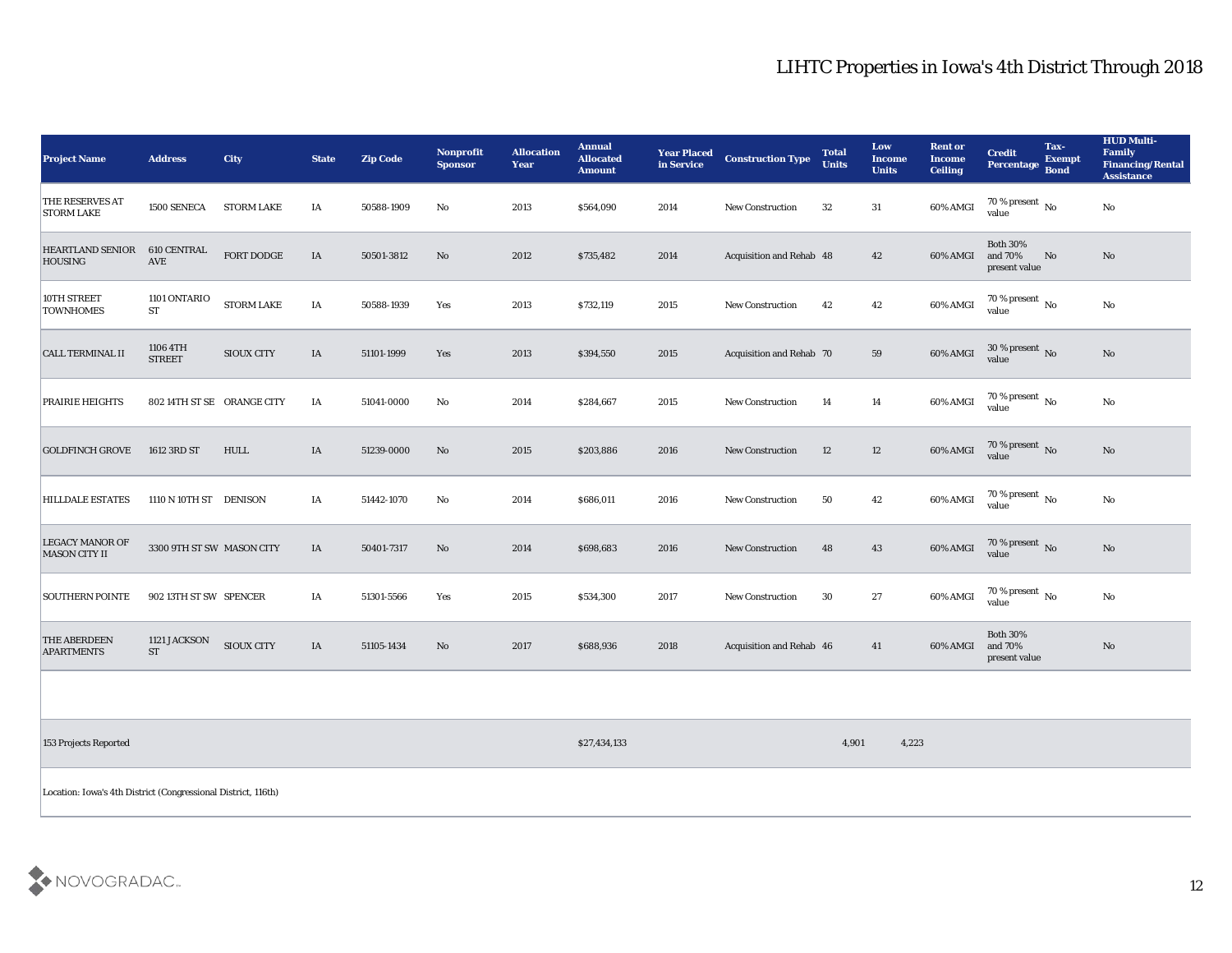# LIHTC Properties in Iowa's 4th District Through 2018

| Project Name | Address | City | State | Zip Code | Nonprofit Sponsor | Allocation Year | Annual Allocated Amount | Year Placed in Service | Construction Type | Total Units | Low Income Units | Rent or Income Ceiling | Credit Percentage | Tax-Exempt Bond | HUD Multi-Family Financing/Rental Assistance |
|---|---|---|---|---|---|---|---|---|---|---|---|---|---|---|---|
| THE RESERVES AT STORM LAKE | 1500 SENECA | STORM LAKE | IA | 50588-1909 | No | 2013 | $564,090 | 2014 | New Construction | 32 | 31 | 60% AMGI | 70 % present value | No | No |
| HEARTLAND SENIOR HOUSING | 610 CENTRAL AVE | FORT DODGE | IA | 50501-3812 | No | 2012 | $735,482 | 2014 | Acquisition and Rehab | 48 | 42 | 60% AMGI | Both 30% and 70% present value | No | No |
| 10TH STREET TOWNHOMES | 1101 ONTARIO ST | STORM LAKE | IA | 50588-1939 | Yes | 2013 | $732,119 | 2015 | New Construction | 42 | 42 | 60% AMGI | 70 % present value | No | No |
| CALL TERMINAL II | 1106 4TH STREET | SIOUX CITY | IA | 51101-1999 | Yes | 2013 | $394,550 | 2015 | Acquisition and Rehab | 70 | 59 | 60% AMGI | 30 % present value | No | No |
| PRAIRIE HEIGHTS | 802 14TH ST SE | ORANGE CITY | IA | 51041-0000 | No | 2014 | $284,667 | 2015 | New Construction | 14 | 14 | 60% AMGI | 70 % present value | No | No |
| GOLDFINCH GROVE | 1612 3RD ST | HULL | IA | 51239-0000 | No | 2015 | $203,886 | 2016 | New Construction | 12 | 12 | 60% AMGI | 70 % present value | No | No |
| HILLDALE ESTATES | 1110 N 10TH ST | DENISON | IA | 51442-1070 | No | 2014 | $686,011 | 2016 | New Construction | 50 | 42 | 60% AMGI | 70 % present value | No | No |
| LEGACY MANOR OF MASON CITY II | 3300 9TH ST SW | MASON CITY | IA | 50401-7317 | No | 2014 | $698,683 | 2016 | New Construction | 48 | 43 | 60% AMGI | 70 % present value | No | No |
| SOUTHERN POINTE | 902 13TH ST SW | SPENCER | IA | 51301-5566 | Yes | 2015 | $534,300 | 2017 | New Construction | 30 | 27 | 60% AMGI | 70 % present value | No | No |
| THE ABERDEEN APARTMENTS | 1121 JACKSON ST | SIOUX CITY | IA | 51105-1434 | No | 2017 | $688,936 | 2018 | Acquisition and Rehab | 46 | 41 | 60% AMGI | Both 30% and 70% present value | | No |
| | | | | | | | | | | | | | | | |
| 153 Projects Reported | | | | | | | $27,434,133 | | | 4,901 | 4,223 | | | | |

Location: Iowa's 4th District (Congressional District, 116th)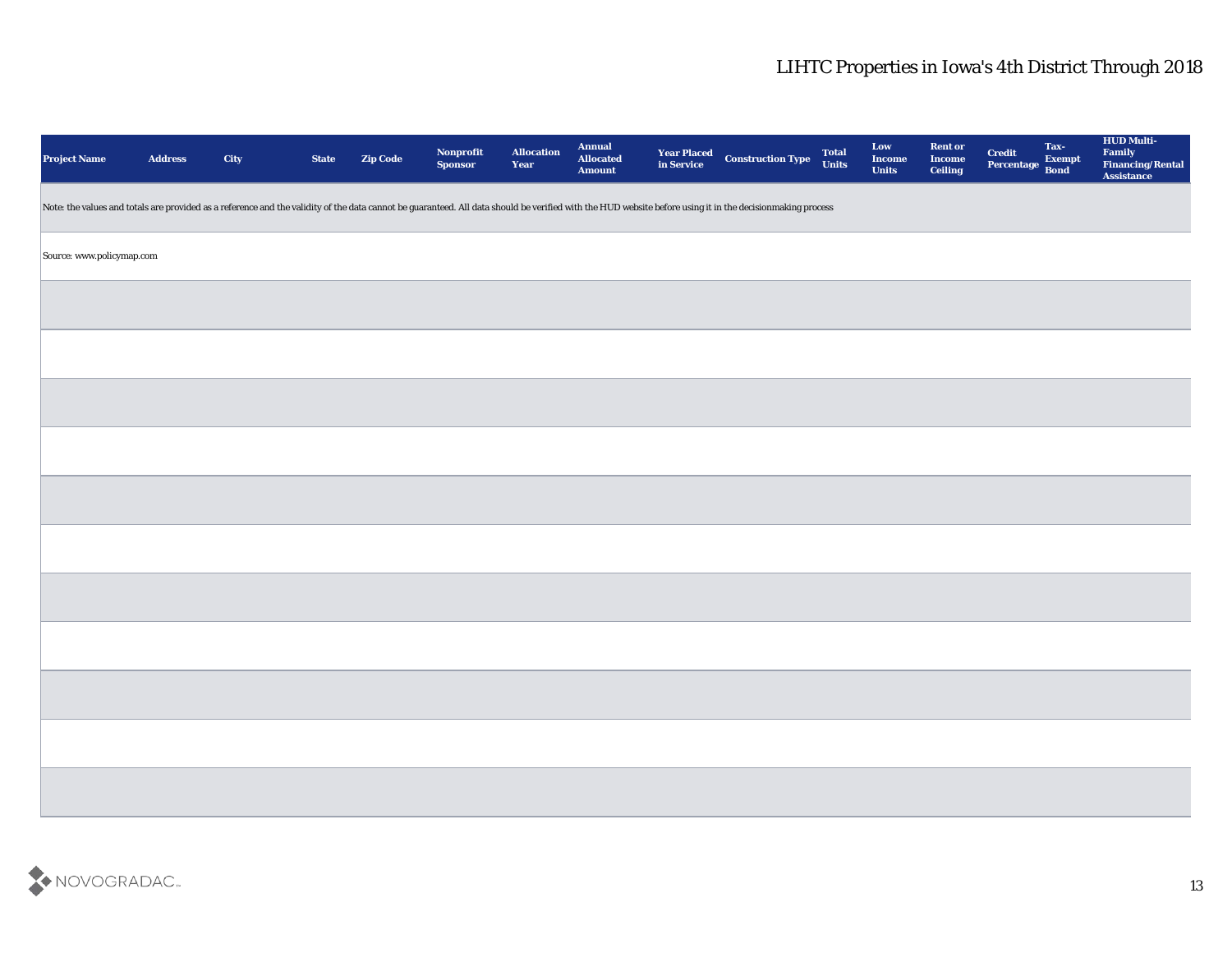# LIHTC Properties in Iowa's 4th District Through 2018

| Project Name | Address | City | State | Zip Code | Nonprofit Sponsor | Allocation Year | Annual Allocated Amount | Year Placed in Service | Construction Type | Total Units | Low Income Units | Rent or Income Ceiling | Credit Percentage | Tax-Exempt Bond | HUD Multi-Family Financing/Rental Assistance |
|---|---|---|---|---|---|---|---|---|---|---|---|---|---|---|---|

Note: the values and totals are provided as a reference and the validity of the data cannot be guaranteed. All data should be verified with the HUD website before using it in the decisionmaking process

Source: www.policymap.com